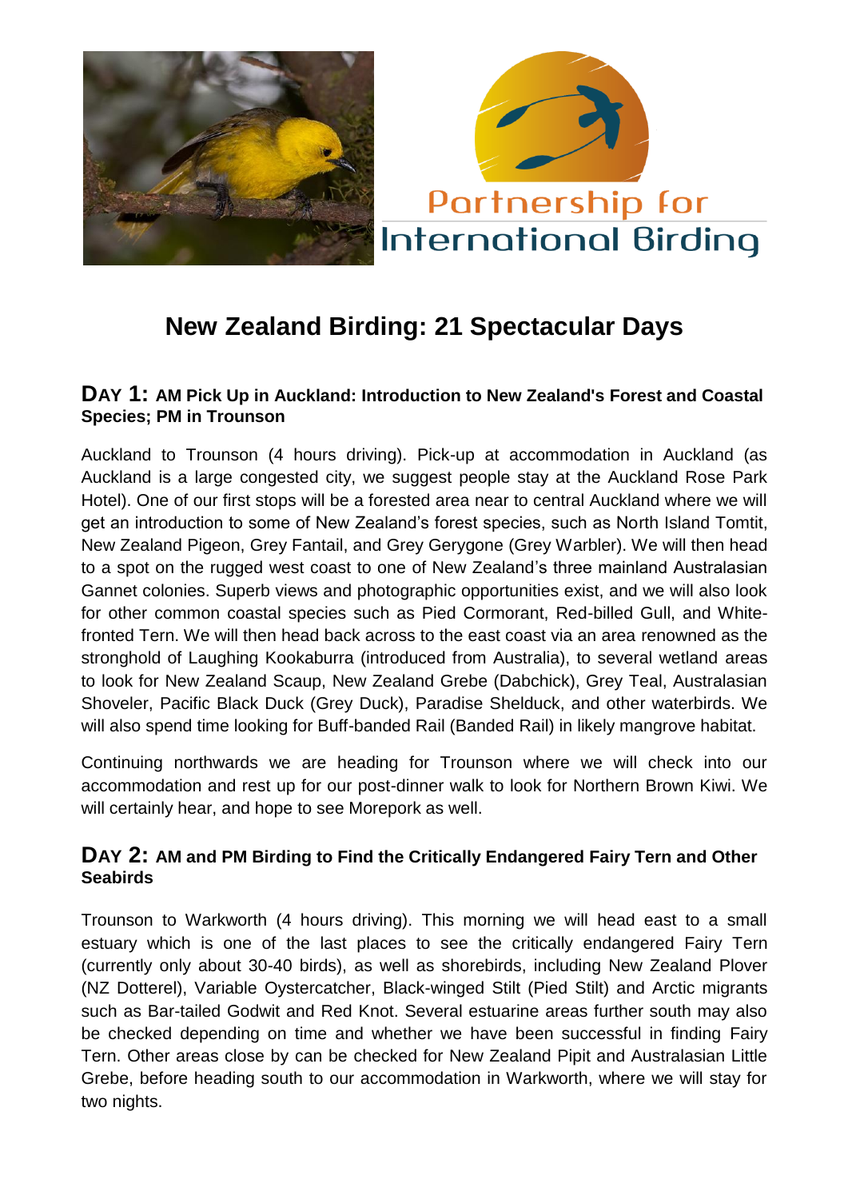Partnership for International Birding

# New Zealand Birding: 21 Spectacular Days

## DAY 1: AM Pick Up in Auckland: Introduction to New Zealand's Forest and Coastal Species; PM in Trounson

Auckland to Trounson (4 hours driving). Pick-up at accommodation in Auckland (as Auckland is a large congested city, we suggest people stay at the Auckland Rose Park Hotel). One of our first stops will be a forested area near to central Auckland where we will get an introduction to some of New Zealand's forest species, such as North Island Tomtit, New Zealand Pigeon, Grey Fantail, and Grey Gerygone (Grey Warbler). We will then head to a spot on the rugged west coast to one of New Zealand's three mainland Australasian Gannet colonies. Superb views and photographic opportunities exist, and we will also look for other common coastal species such as Pied Cormorant, Red-billed Gull, and White-fronted Tern. We will then head back across to the east coast via an area renowned as the stronghold of Laughing Kookaburra (introduced from Australia), to several wetland areas to look for New Zealand Scaup, New Zealand Grebe (Dabchick), Grey Teal, Australasian Shoveler, Pacific Black Duck (Grey Duck), Paradise Shelduck, and other waterbirds. We will also spend time looking for Buff-banded Rail (Banded Rail) in likely mangrove habitat.

Continuing northwards we are heading for Trounson where we will check into our accommodation and rest up for our post-dinner walk to look for Northern Brown Kiwi. We will certainly hear, and hope to see Morepork as well.

## DAY 2: AM and PM Birding to Find the Critically Endangered Fairy Tern and Other Seabirds

Trounson to Warkworth (4 hours driving). This morning we will head east to a small estuary which is one of the last places to see the critically endangered Fairy Tern (currently only about 30-40 birds), as well as shorebirds, including New Zealand Plover (NZ Dotterel), Variable Oystercatcher, Black-winged Stilt (Pied Stilt) and Arctic migrants such as Bar-tailed Godwit and Red Knot. Several estuarine areas further south may also be checked depending on time and whether we have been successful in finding Fairy Tern. Other areas close by can be checked for New Zealand Pipit and Australasian Little Grebe, before heading south to our accommodation in Warkworth, where we will stay for two nights.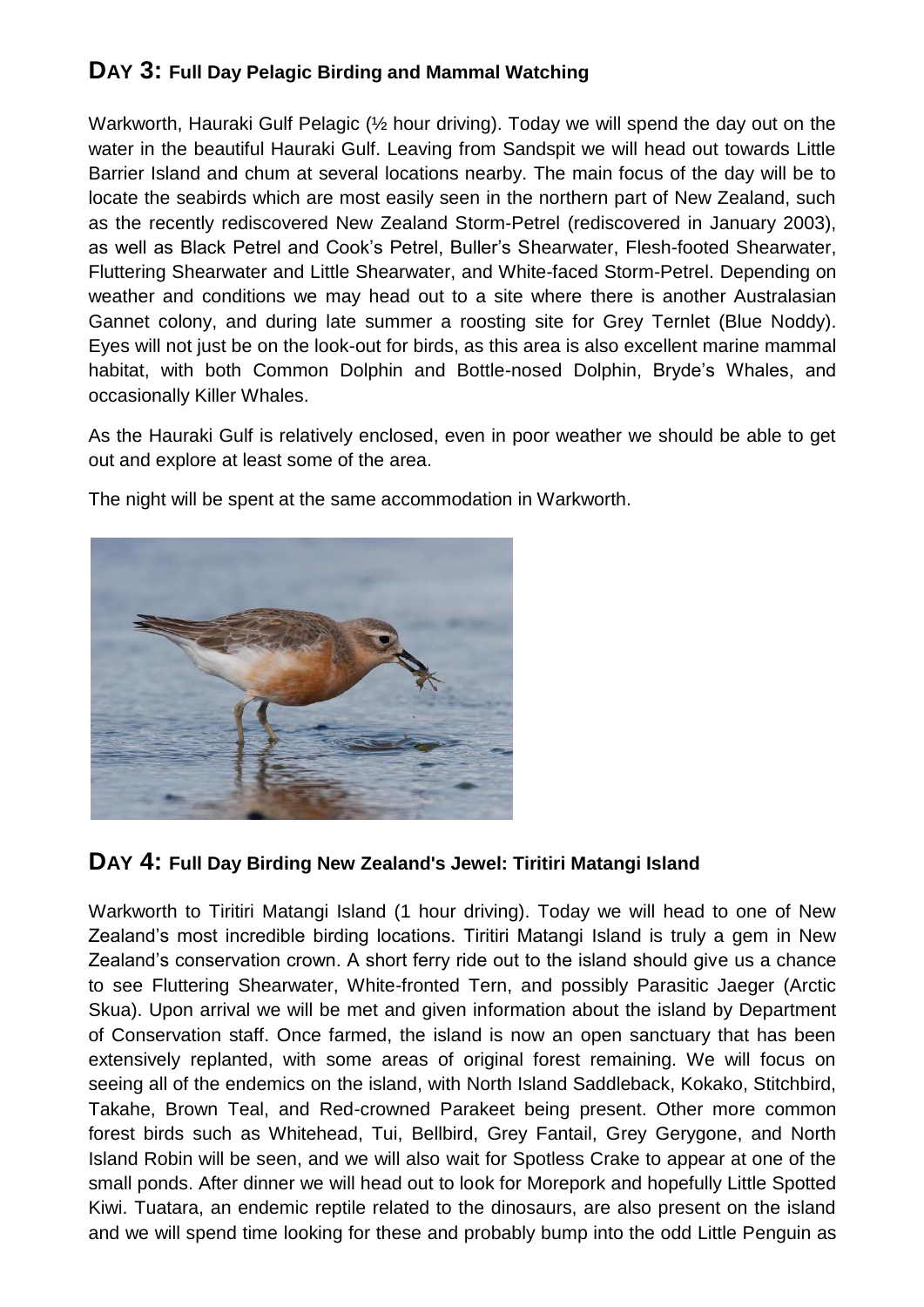## DAY 3: Full Day Pelagic Birding and Mammal Watching

Warkworth, Hauraki Gulf Pelagic (½ hour driving). Today we will spend the day out on the water in the beautiful Hauraki Gulf. Leaving from Sandspit we will head out towards Little Barrier Island and chum at several locations nearby. The main focus of the day will be to locate the seabirds which are most easily seen in the northern part of New Zealand, such as the recently rediscovered New Zealand Storm-Petrel (rediscovered in January 2003), as well as Black Petrel and Cook's Petrel, Buller's Shearwater, Flesh-footed Shearwater, Fluttering Shearwater and Little Shearwater, and White-faced Storm-Petrel. Depending on weather and conditions we may head out to a site where there is another Australasian Gannet colony, and during late summer a roosting site for Grey Ternlet (Blue Noddy). Eyes will not just be on the look-out for birds, as this area is also excellent marine mammal habitat, with both Common Dolphin and Bottle-nosed Dolphin, Bryde's Whales, and occasionally Killer Whales.

As the Hauraki Gulf is relatively enclosed, even in poor weather we should be able to get out and explore at least some of the area.

The night will be spent at the same accommodation in Warkworth.

## DAY 4: Full Day Birding New Zealand's Jewel: Tiritiri Matangi Island

Warkworth to Tiritiri Matangi Island (1 hour driving). Today we will head to one of New Zealand's most incredible birding locations. Tiritiri Matangi Island is truly a gem in New Zealand's conservation crown. A short ferry ride out to the island should give us a chance to see Fluttering Shearwater, White-fronted Tern, and possibly Parasitic Jaeger (Arctic Skua). Upon arrival we will be met and given information about the island by Department of Conservation staff. Once farmed, the island is now an open sanctuary that has been extensively replanted, with some areas of original forest remaining. We will focus on seeing all of the endemics on the island, with North Island Saddleback, Kokako, Stitchbird, Takahe, Brown Teal, and Red-crowned Parakeet being present. Other more common forest birds such as Whitehead, Tui, Bellbird, Grey Fantail, Grey Gerygone, and North Island Robin will be seen, and we will also wait for Spotless Crake to appear at one of the small ponds. After dinner we will head out to look for Morepork and hopefully Little Spotted Kiwi. Tuatara, an endemic reptile related to the dinosaurs, are also present on the island and we will spend time looking for these and probably bump into the odd Little Penguin as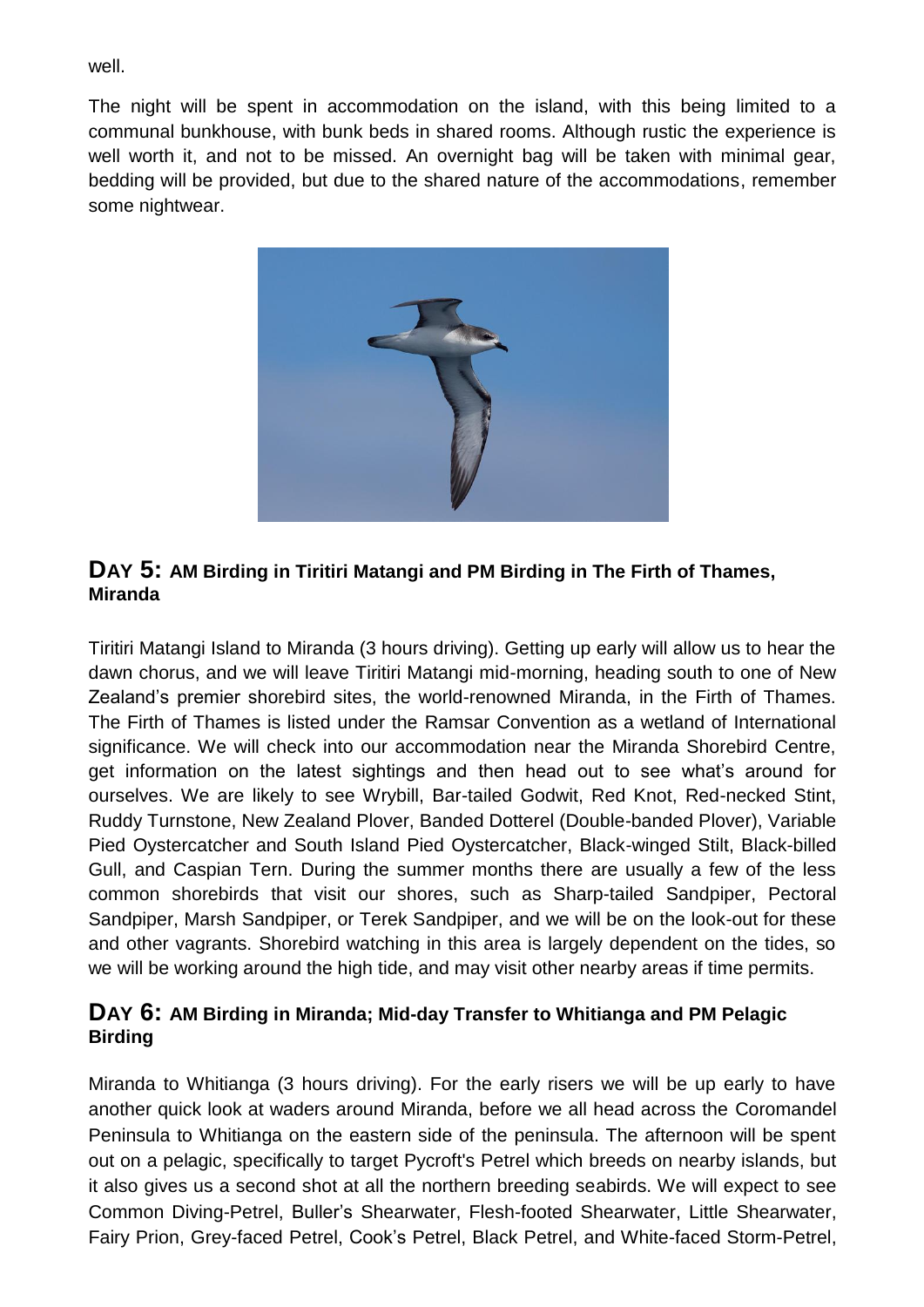well.

The night will be spent in accommodation on the island, with this being limited to a communal bunkhouse, with bunk beds in shared rooms. Although rustic the experience is well worth it, and not to be missed. An overnight bag will be taken with minimal gear, bedding will be provided, but due to the shared nature of the accommodations, remember some nightwear.

## DAY 5: AM Birding in Tiritiri Matangi and PM Birding in The Firth of Thames, Miranda

Tiritiri Matangi Island to Miranda (3 hours driving). Getting up early will allow us to hear the dawn chorus, and we will leave Tiritiri Matangi mid-morning, heading south to one of New Zealand's premier shorebird sites, the world-renowned Miranda, in the Firth of Thames. The Firth of Thames is listed under the Ramsar Convention as a wetland of International significance. We will check into our accommodation near the Miranda Shorebird Centre, get information on the latest sightings and then head out to see what's around for ourselves. We are likely to see Wrybill, Bar-tailed Godwit, Red Knot, Red-necked Stint, Ruddy Turnstone, New Zealand Plover, Banded Dotterel (Double-banded Plover), Variable Pied Oystercatcher and South Island Pied Oystercatcher, Black-winged Stilt, Black-billed Gull, and Caspian Tern. During the summer months there are usually a few of the less common shorebirds that visit our shores, such as Sharp-tailed Sandpiper, Pectoral Sandpiper, Marsh Sandpiper, or Terek Sandpiper, and we will be on the look-out for these and other vagrants. Shorebird watching in this area is largely dependent on the tides, so we will be working around the high tide, and may visit other nearby areas if time permits.

## DAY 6: AM Birding in Miranda; Mid-day Transfer to Whitianga and PM Pelagic Birding

Miranda to Whitianga (3 hours driving). For the early risers we will be up early to have another quick look at waders around Miranda, before we all head across the Coromandel Peninsula to Whitianga on the eastern side of the peninsula. The afternoon will be spent out on a pelagic, specifically to target Pycroft's Petrel which breeds on nearby islands, but it also gives us a second shot at all the northern breeding seabirds. We will expect to see Common Diving-Petrel, Buller's Shearwater, Flesh-footed Shearwater, Little Shearwater, Fairy Prion, Grey-faced Petrel, Cook's Petrel, Black Petrel, and White-faced Storm-Petrel,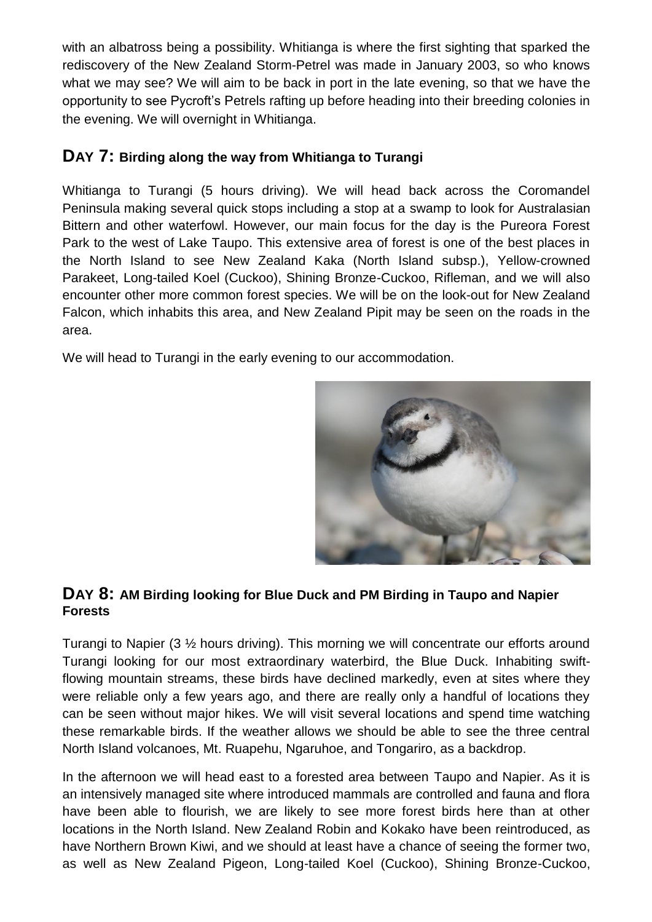with an albatross being a possibility. Whitianga is where the first sighting that sparked the rediscovery of the New Zealand Storm-Petrel was made in January 2003, so who knows what we may see? We will aim to be back in port in the late evening, so that we have the opportunity to see Pycroft's Petrels rafting up before heading into their breeding colonies in the evening. We will overnight in Whitianga.

## DAY 7: Birding along the way from Whitianga to Turangi

Whitianga to Turangi (5 hours driving). We will head back across the Coromandel Peninsula making several quick stops including a stop at a swamp to look for Australasian Bittern and other waterfowl. However, our main focus for the day is the Pureora Forest Park to the west of Lake Taupo. This extensive area of forest is one of the best places in the North Island to see New Zealand Kaka (North Island subsp.), Yellow-crowned Parakeet, Long-tailed Koel (Cuckoo), Shining Bronze-Cuckoo, Rifleman, and we will also encounter other more common forest species. We will be on the look-out for New Zealand Falcon, which inhabits this area, and New Zealand Pipit may be seen on the roads in the area.

We will head to Turangi in the early evening to our accommodation.

## DAY 8: AM Birding looking for Blue Duck and PM Birding in Taupo and Napier Forests

Turangi to Napier (3 ½ hours driving). This morning we will concentrate our efforts around Turangi looking for our most extraordinary waterbird, the Blue Duck. Inhabiting swift-flowing mountain streams, these birds have declined markedly, even at sites where they were reliable only a few years ago, and there are really only a handful of locations they can be seen without major hikes. We will visit several locations and spend time watching these remarkable birds. If the weather allows we should be able to see the three central North Island volcanoes, Mt. Ruapehu, Ngaruhoe, and Tongariro, as a backdrop.

In the afternoon we will head east to a forested area between Taupo and Napier. As it is an intensively managed site where introduced mammals are controlled and fauna and flora have been able to flourish, we are likely to see more forest birds here than at other locations in the North Island. New Zealand Robin and Kokako have been reintroduced, as have Northern Brown Kiwi, and we should at least have a chance of seeing the former two, as well as New Zealand Pigeon, Long-tailed Koel (Cuckoo), Shining Bronze-Cuckoo,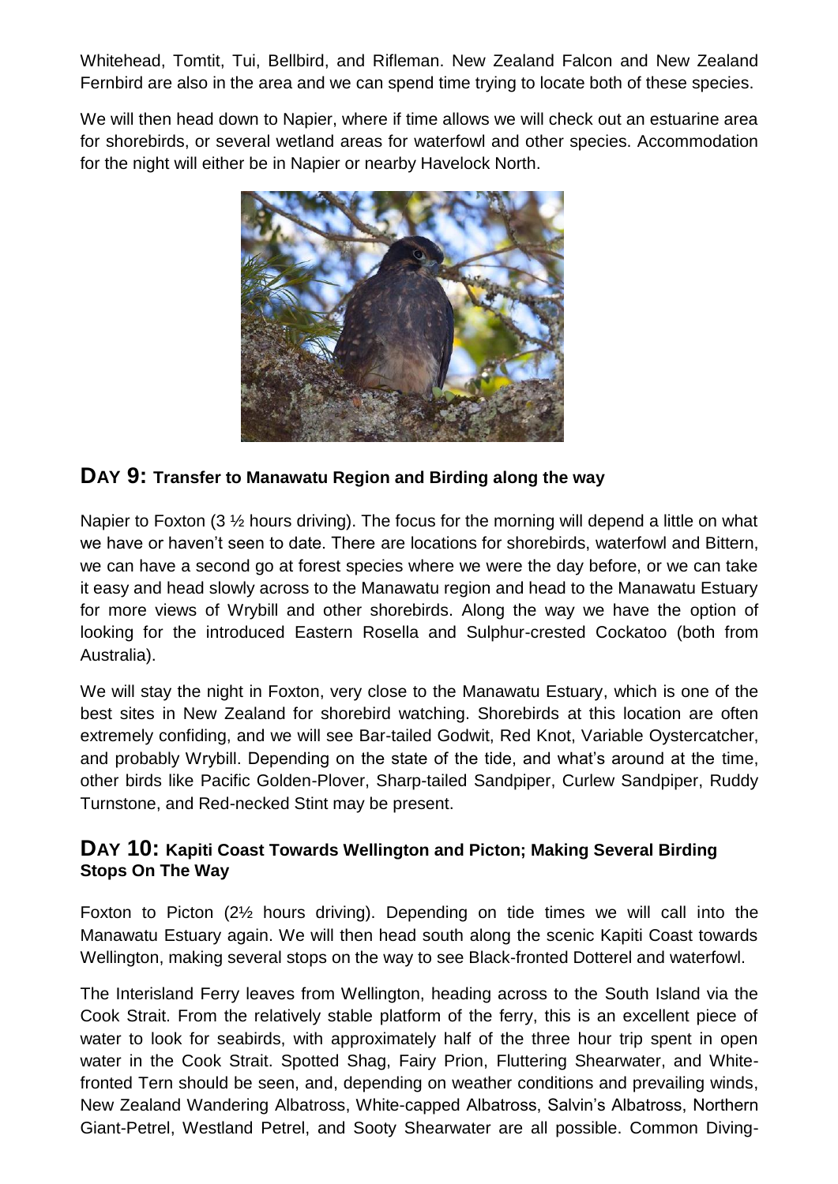Whitehead, Tomtit, Tui, Bellbird, and Rifleman. New Zealand Falcon and New Zealand Fernbird are also in the area and we can spend time trying to locate both of these species.

We will then head down to Napier, where if time allows we will check out an estuarine area for shorebirds, or several wetland areas for waterfowl and other species. Accommodation for the night will either be in Napier or nearby Havelock North.

## DAY 9: Transfer to Manawatu Region and Birding along the way

Napier to Foxton (3 ½ hours driving). The focus for the morning will depend a little on what we have or haven't seen to date. There are locations for shorebirds, waterfowl and Bittern, we can have a second go at forest species where we were the day before, or we can take it easy and head slowly across to the Manawatu region and head to the Manawatu Estuary for more views of Wrybill and other shorebirds. Along the way we have the option of looking for the introduced Eastern Rosella and Sulphur-crested Cockatoo (both from Australia).

We will stay the night in Foxton, very close to the Manawatu Estuary, which is one of the best sites in New Zealand for shorebird watching. Shorebirds at this location are often extremely confiding, and we will see Bar-tailed Godwit, Red Knot, Variable Oystercatcher, and probably Wrybill. Depending on the state of the tide, and what's around at the time, other birds like Pacific Golden-Plover, Sharp-tailed Sandpiper, Curlew Sandpiper, Ruddy Turnstone, and Red-necked Stint may be present.

## DAY 10: Kapiti Coast Towards Wellington and Picton; Making Several Birding Stops On The Way

Foxton to Picton (2½ hours driving). Depending on tide times we will call into the Manawatu Estuary again. We will then head south along the scenic Kapiti Coast towards Wellington, making several stops on the way to see Black-fronted Dotterel and waterfowl.

The Interisland Ferry leaves from Wellington, heading across to the South Island via the Cook Strait. From the relatively stable platform of the ferry, this is an excellent piece of water to look for seabirds, with approximately half of the three hour trip spent in open water in the Cook Strait. Spotted Shag, Fairy Prion, Fluttering Shearwater, and White-fronted Tern should be seen, and, depending on weather conditions and prevailing winds, New Zealand Wandering Albatross, White-capped Albatross, Salvin's Albatross, Northern Giant-Petrel, Westland Petrel, and Sooty Shearwater are all possible. Common Diving-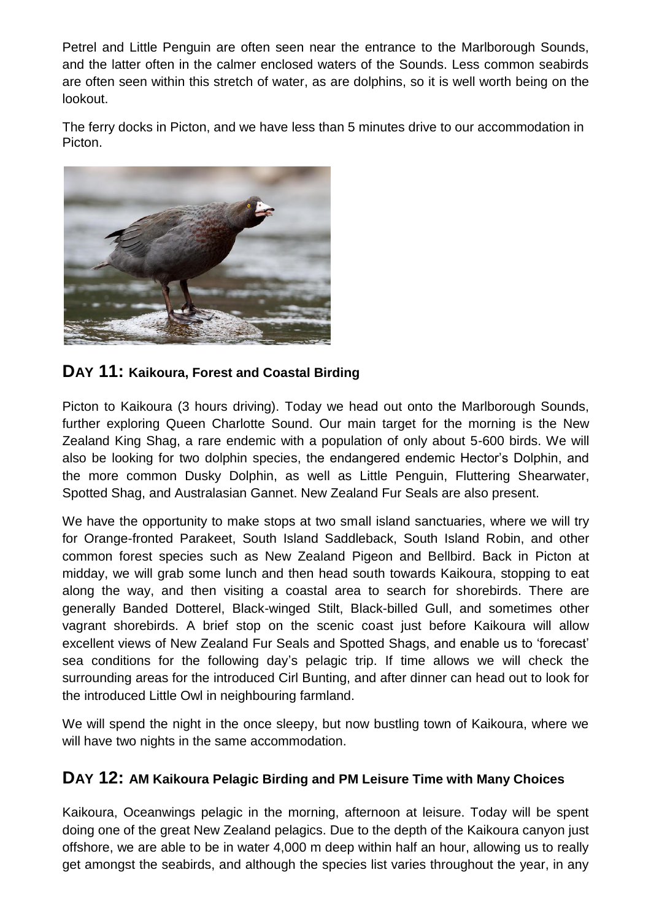Petrel and Little Penguin are often seen near the entrance to the Marlborough Sounds, and the latter often in the calmer enclosed waters of the Sounds. Less common seabirds are often seen within this stretch of water, as are dolphins, so it is well worth being on the lookout.

The ferry docks in Picton, and we have less than 5 minutes drive to our accommodation in Picton.

## DAY 11: Kaikoura, Forest and Coastal Birding

Picton to Kaikoura (3 hours driving). Today we head out onto the Marlborough Sounds, further exploring Queen Charlotte Sound. Our main target for the morning is the New Zealand King Shag, a rare endemic with a population of only about 5-600 birds. We will also be looking for two dolphin species, the endangered endemic Hector's Dolphin, and the more common Dusky Dolphin, as well as Little Penguin, Fluttering Shearwater, Spotted Shag, and Australasian Gannet. New Zealand Fur Seals are also present.

We have the opportunity to make stops at two small island sanctuaries, where we will try for Orange-fronted Parakeet, South Island Saddleback, South Island Robin, and other common forest species such as New Zealand Pigeon and Bellbird. Back in Picton at midday, we will grab some lunch and then head south towards Kaikoura, stopping to eat along the way, and then visiting a coastal area to search for shorebirds. There are generally Banded Dotterel, Black-winged Stilt, Black-billed Gull, and sometimes other vagrant shorebirds. A brief stop on the scenic coast just before Kaikoura will allow excellent views of New Zealand Fur Seals and Spotted Shags, and enable us to 'forecast' sea conditions for the following day's pelagic trip. If time allows we will check the surrounding areas for the introduced Cirl Bunting, and after dinner can head out to look for the introduced Little Owl in neighbouring farmland.

We will spend the night in the once sleepy, but now bustling town of Kaikoura, where we will have two nights in the same accommodation.

## DAY 12: AM Kaikoura Pelagic Birding and PM Leisure Time with Many Choices

Kaikoura, Oceanwings pelagic in the morning, afternoon at leisure. Today will be spent doing one of the great New Zealand pelagics. Due to the depth of the Kaikoura canyon just offshore, we are able to be in water 4,000 m deep within half an hour, allowing us to really get amongst the seabirds, and although the species list varies throughout the year, in any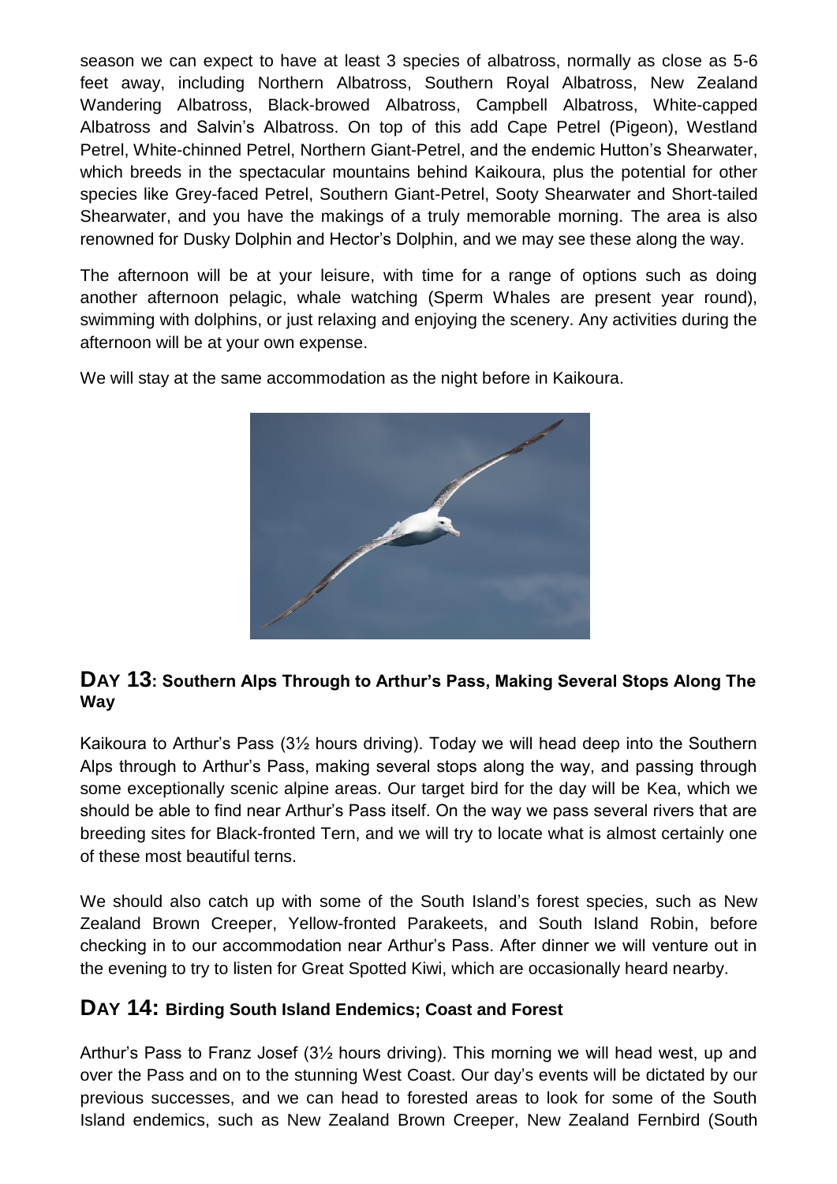season we can expect to have at least 3 species of albatross, normally as close as 5-6 feet away, including Northern Albatross, Southern Royal Albatross, New Zealand Wandering Albatross, Black-browed Albatross, Campbell Albatross, White-capped Albatross and Salvin's Albatross. On top of this add Cape Petrel (Pigeon), Westland Petrel, White-chinned Petrel, Northern Giant-Petrel, and the endemic Hutton's Shearwater, which breeds in the spectacular mountains behind Kaikoura, plus the potential for other species like Grey-faced Petrel, Southern Giant-Petrel, Sooty Shearwater and Short-tailed Shearwater, and you have the makings of a truly memorable morning. The area is also renowned for Dusky Dolphin and Hector's Dolphin, and we may see these along the way.

The afternoon will be at your leisure, with time for a range of options such as doing another afternoon pelagic, whale watching (Sperm Whales are present year round), swimming with dolphins, or just relaxing and enjoying the scenery. Any activities during the afternoon will be at your own expense.

We will stay at the same accommodation as the night before in Kaikoura.

## DAY 13: Southern Alps Through to Arthur's Pass, Making Several Stops Along The Way

Kaikoura to Arthur's Pass (3½ hours driving). Today we will head deep into the Southern Alps through to Arthur's Pass, making several stops along the way, and passing through some exceptionally scenic alpine areas. Our target bird for the day will be Kea, which we should be able to find near Arthur's Pass itself. On the way we pass several rivers that are breeding sites for Black-fronted Tern, and we will try to locate what is almost certainly one of these most beautiful terns.

We should also catch up with some of the South Island's forest species, such as New Zealand Brown Creeper, Yellow-fronted Parakeets, and South Island Robin, before checking in to our accommodation near Arthur's Pass. After dinner we will venture out in the evening to try to listen for Great Spotted Kiwi, which are occasionally heard nearby.

## DAY 14: Birding South Island Endemics; Coast and Forest

Arthur's Pass to Franz Josef (3½ hours driving). This morning we will head west, up and over the Pass and on to the stunning West Coast. Our day's events will be dictated by our previous successes, and we can head to forested areas to look for some of the South Island endemics, such as New Zealand Brown Creeper, New Zealand Fernbird (South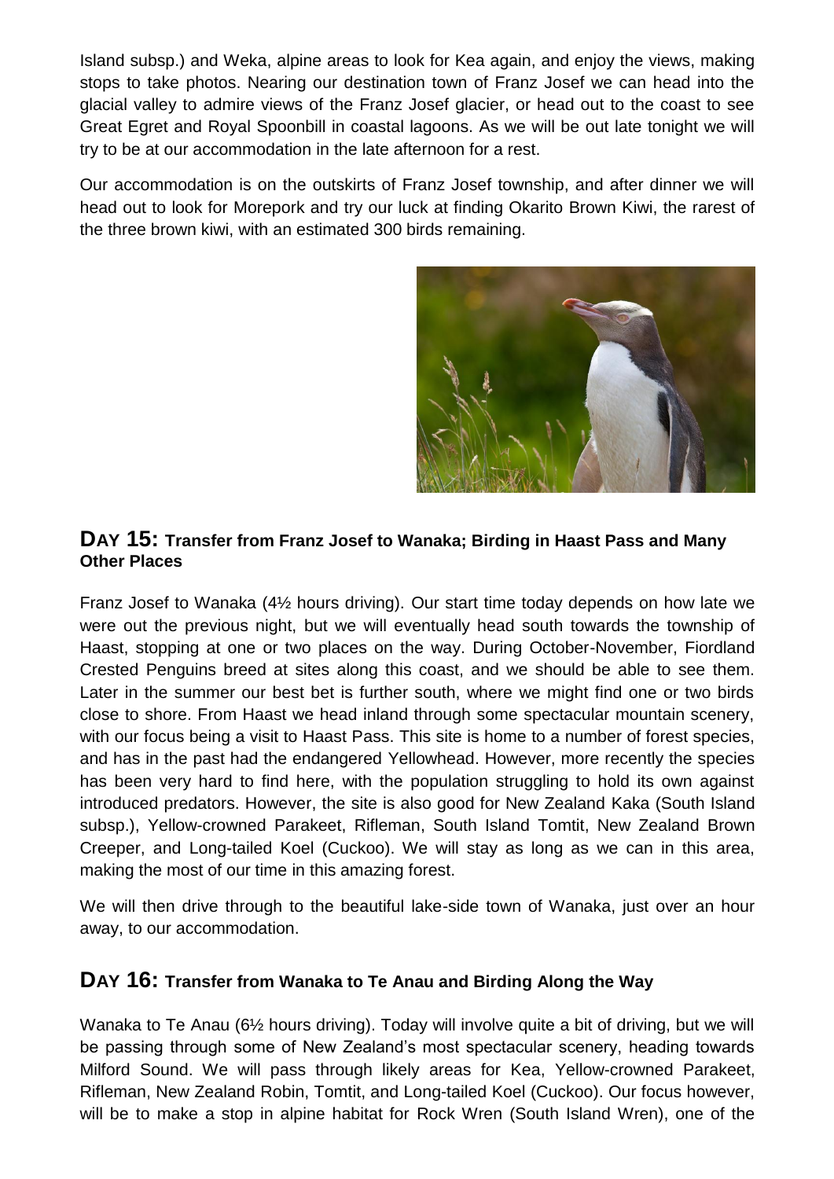Island subsp.) and Weka, alpine areas to look for Kea again, and enjoy the views, making stops to take photos. Nearing our destination town of Franz Josef we can head into the glacial valley to admire views of the Franz Josef glacier, or head out to the coast to see Great Egret and Royal Spoonbill in coastal lagoons. As we will be out late tonight we will try to be at our accommodation in the late afternoon for a rest.

Our accommodation is on the outskirts of Franz Josef township, and after dinner we will head out to look for Morepork and try our luck at finding Okarito Brown Kiwi, the rarest of the three brown kiwi, with an estimated 300 birds remaining.

## DAY 15: Transfer from Franz Josef to Wanaka; Birding in Haast Pass and Many Other Places

Franz Josef to Wanaka (4½ hours driving). Our start time today depends on how late we were out the previous night, but we will eventually head south towards the township of Haast, stopping at one or two places on the way. During October-November, Fiordland Crested Penguins breed at sites along this coast, and we should be able to see them. Later in the summer our best bet is further south, where we might find one or two birds close to shore. From Haast we head inland through some spectacular mountain scenery, with our focus being a visit to Haast Pass. This site is home to a number of forest species, and has in the past had the endangered Yellowhead. However, more recently the species has been very hard to find here, with the population struggling to hold its own against introduced predators. However, the site is also good for New Zealand Kaka (South Island subsp.), Yellow-crowned Parakeet, Rifleman, South Island Tomtit, New Zealand Brown Creeper, and Long-tailed Koel (Cuckoo). We will stay as long as we can in this area, making the most of our time in this amazing forest.

We will then drive through to the beautiful lake-side town of Wanaka, just over an hour away, to our accommodation.

## DAY 16: Transfer from Wanaka to Te Anau and Birding Along the Way

Wanaka to Te Anau (6½ hours driving). Today will involve quite a bit of driving, but we will be passing through some of New Zealand's most spectacular scenery, heading towards Milford Sound. We will pass through likely areas for Kea, Yellow-crowned Parakeet, Rifleman, New Zealand Robin, Tomtit, and Long-tailed Koel (Cuckoo). Our focus however, will be to make a stop in alpine habitat for Rock Wren (South Island Wren), one of the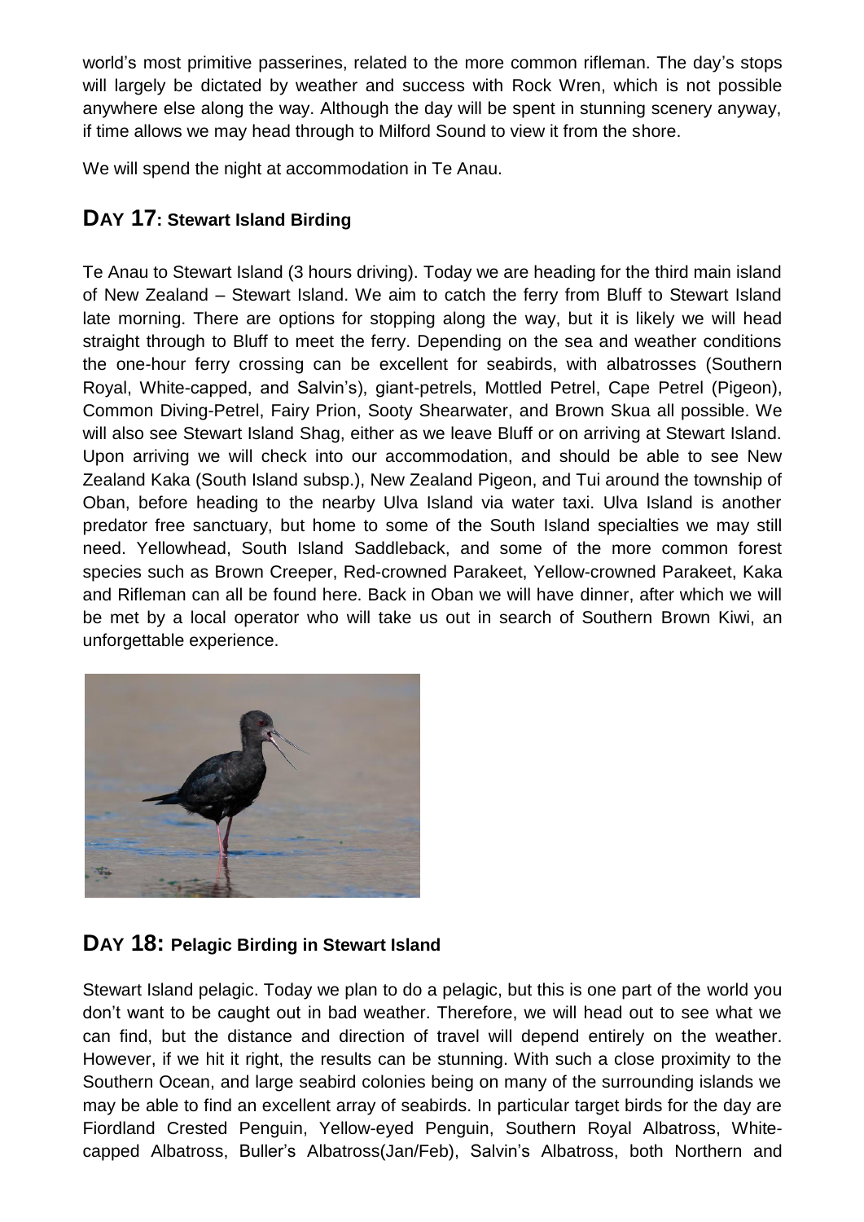world's most primitive passerines, related to the more common rifleman. The day's stops will largely be dictated by weather and success with Rock Wren, which is not possible anywhere else along the way. Although the day will be spent in stunning scenery anyway, if time allows we may head through to Milford Sound to view it from the shore.

We will spend the night at accommodation in Te Anau.

## DAY 17: Stewart Island Birding

Te Anau to Stewart Island (3 hours driving). Today we are heading for the third main island of New Zealand – Stewart Island. We aim to catch the ferry from Bluff to Stewart Island late morning. There are options for stopping along the way, but it is likely we will head straight through to Bluff to meet the ferry. Depending on the sea and weather conditions the one-hour ferry crossing can be excellent for seabirds, with albatrosses (Southern Royal, White-capped, and Salvin's), giant-petrels, Mottled Petrel, Cape Petrel (Pigeon), Common Diving-Petrel, Fairy Prion, Sooty Shearwater, and Brown Skua all possible. We will also see Stewart Island Shag, either as we leave Bluff or on arriving at Stewart Island. Upon arriving we will check into our accommodation, and should be able to see New Zealand Kaka (South Island subsp.), New Zealand Pigeon, and Tui around the township of Oban, before heading to the nearby Ulva Island via water taxi. Ulva Island is another predator free sanctuary, but home to some of the South Island specialties we may still need. Yellowhead, South Island Saddleback, and some of the more common forest species such as Brown Creeper, Red-crowned Parakeet, Yellow-crowned Parakeet, Kaka and Rifleman can all be found here. Back in Oban we will have dinner, after which we will be met by a local operator who will take us out in search of Southern Brown Kiwi, an unforgettable experience.

## DAY 18: Pelagic Birding in Stewart Island

Stewart Island pelagic. Today we plan to do a pelagic, but this is one part of the world you don't want to be caught out in bad weather. Therefore, we will head out to see what we can find, but the distance and direction of travel will depend entirely on the weather. However, if we hit it right, the results can be stunning. With such a close proximity to the Southern Ocean, and large seabird colonies being on many of the surrounding islands we may be able to find an excellent array of seabirds. In particular target birds for the day are Fiordland Crested Penguin, Yellow-eyed Penguin, Southern Royal Albatross, White-capped Albatross, Buller's Albatross(Jan/Feb), Salvin's Albatross, both Northern and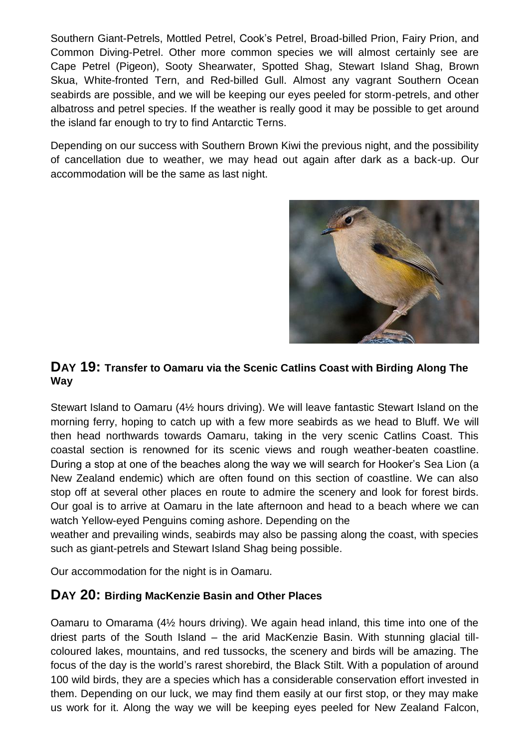Southern Giant-Petrels, Mottled Petrel, Cook's Petrel, Broad-billed Prion, Fairy Prion, and Common Diving-Petrel. Other more common species we will almost certainly see are Cape Petrel (Pigeon), Sooty Shearwater, Spotted Shag, Stewart Island Shag, Brown Skua, White-fronted Tern, and Red-billed Gull. Almost any vagrant Southern Ocean seabirds are possible, and we will be keeping our eyes peeled for storm-petrels, and other albatross and petrel species. If the weather is really good it may be possible to get around the island far enough to try to find Antarctic Terns.

Depending on our success with Southern Brown Kiwi the previous night, and the possibility of cancellation due to weather, we may head out again after dark as a back-up. Our accommodation will be the same as last night.

## DAY 19: Transfer to Oamaru via the Scenic Catlins Coast with Birding Along The Way

Stewart Island to Oamaru (4½ hours driving). We will leave fantastic Stewart Island on the morning ferry, hoping to catch up with a few more seabirds as we head to Bluff. We will then head northwards towards Oamaru, taking in the very scenic Catlins Coast. This coastal section is renowned for its scenic views and rough weather-beaten coastline. During a stop at one of the beaches along the way we will search for Hooker's Sea Lion (a New Zealand endemic) which are often found on this section of coastline. We can also stop off at several other places en route to admire the scenery and look for forest birds. Our goal is to arrive at Oamaru in the late afternoon and head to a beach where we can watch Yellow-eyed Penguins coming ashore. Depending on the weather and prevailing winds, seabirds may also be passing along the coast, with species such as giant-petrels and Stewart Island Shag being possible.

Our accommodation for the night is in Oamaru.

## DAY 20: Birding MacKenzie Basin and Other Places

Oamaru to Omarama (4½ hours driving). We again head inland, this time into one of the driest parts of the South Island – the arid MacKenzie Basin. With stunning glacial till-coloured lakes, mountains, and red tussocks, the scenery and birds will be amazing. The focus of the day is the world's rarest shorebird, the Black Stilt. With a population of around 100 wild birds, they are a species which has a considerable conservation effort invested in them. Depending on our luck, we may find them easily at our first stop, or they may make us work for it. Along the way we will be keeping eyes peeled for New Zealand Falcon,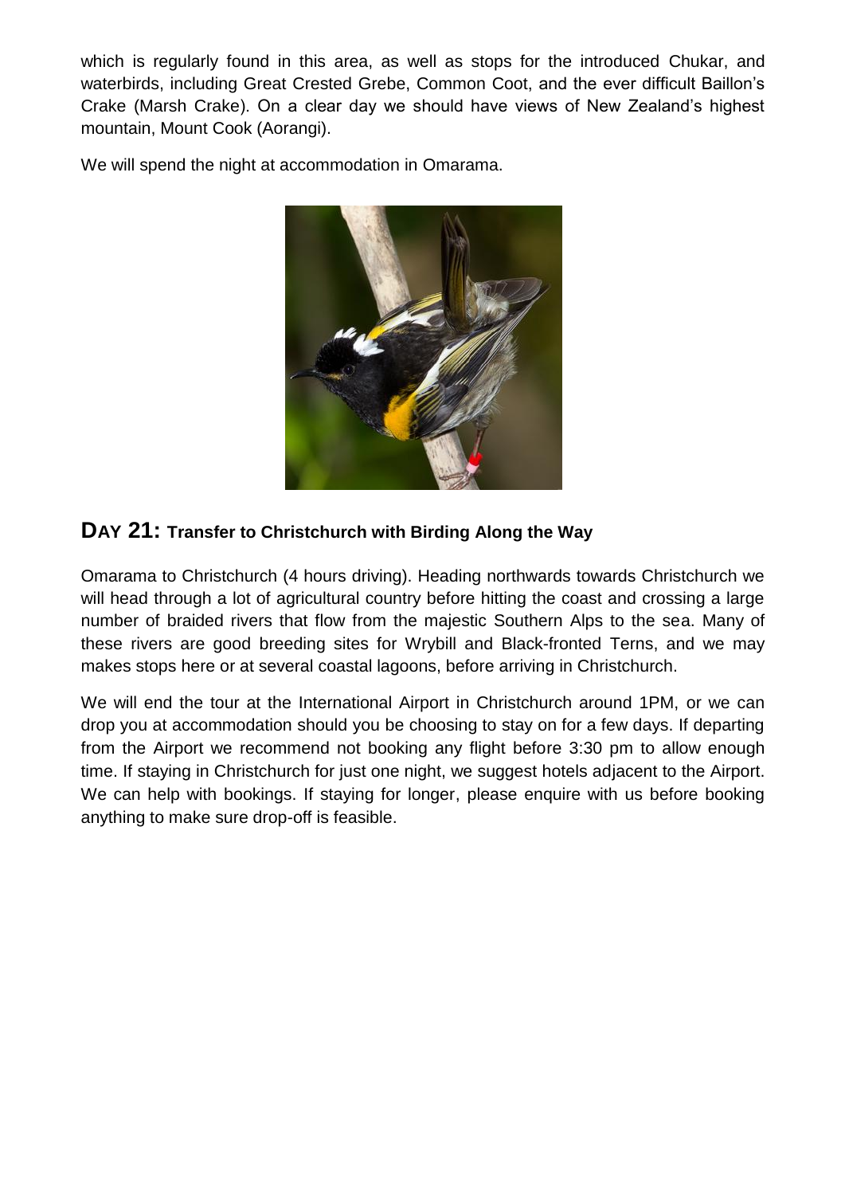which is regularly found in this area, as well as stops for the introduced Chukar, and waterbirds, including Great Crested Grebe, Common Coot, and the ever difficult Baillon's Crake (Marsh Crake). On a clear day we should have views of New Zealand's highest mountain, Mount Cook (Aorangi).

We will spend the night at accommodation in Omarama.

## DAY 21: Transfer to Christchurch with Birding Along the Way

Omarama to Christchurch (4 hours driving). Heading northwards towards Christchurch we will head through a lot of agricultural country before hitting the coast and crossing a large number of braided rivers that flow from the majestic Southern Alps to the sea. Many of these rivers are good breeding sites for Wrybill and Black-fronted Terns, and we may makes stops here or at several coastal lagoons, before arriving in Christchurch.

We will end the tour at the International Airport in Christchurch around 1PM, or we can drop you at accommodation should you be choosing to stay on for a few days. If departing from the Airport we recommend not booking any flight before 3:30 pm to allow enough time. If staying in Christchurch for just one night, we suggest hotels adjacent to the Airport. We can help with bookings. If staying for longer, please enquire with us before booking anything to make sure drop-off is feasible.